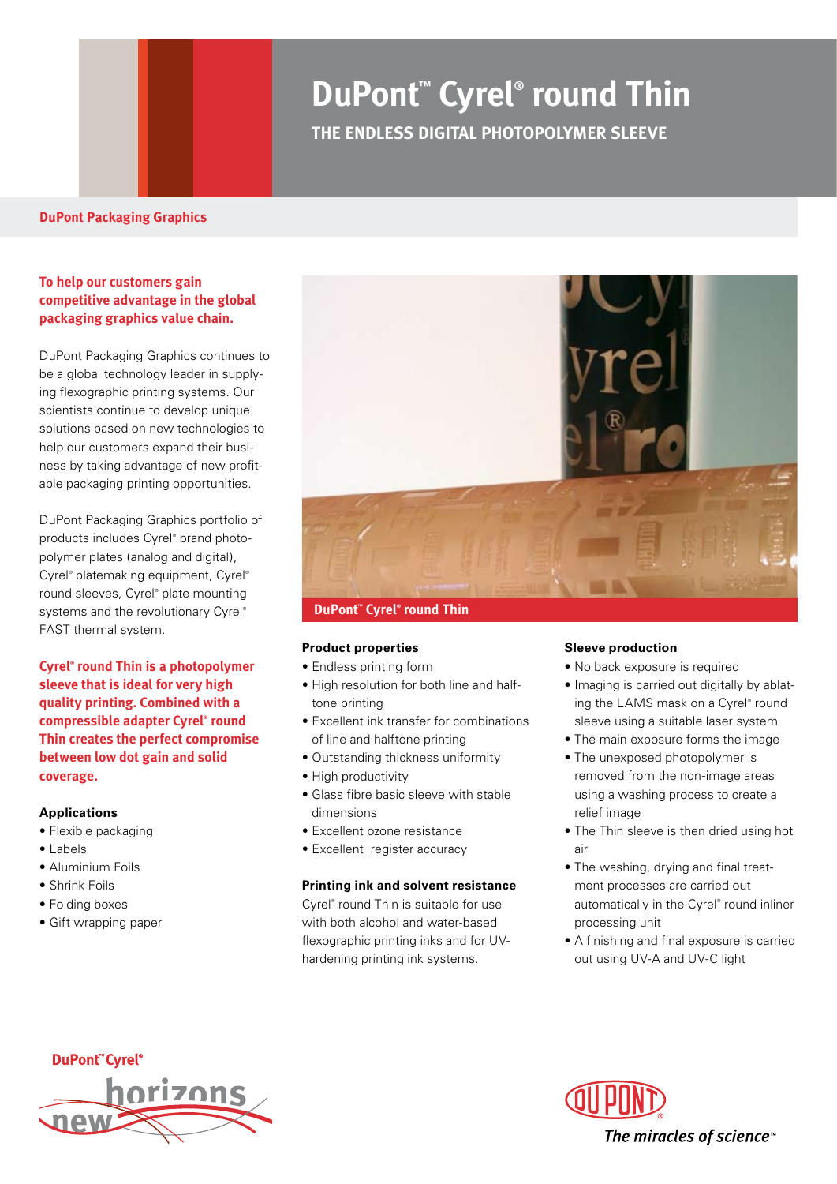# DuPont™ Cyrel® round Thin

## THE ENDLESS DIGITAL PHOTOPOLYMER SLEEVE

**DuPont Packaging Graphics**

**To help our customers gain competitive advantage in the global packaging graphics value chain.**

DuPont Packaging Graphics continues to be a global technology leader in supplying flexographic printing systems. Our scientists continue to develop unique solutions based on new technologies to help our customers expand their business by taking advantage of new profitable packaging printing opportunities.

DuPont Packaging Graphics portfolio of products includes Cyrel® brand photopolymer plates (analog and digital), Cyrel® platemaking equipment, Cyrel® round sleeves, Cyrel® plate mounting systems and the revolutionary Cyrel® FAST thermal system.

**Cyrel® round Thin is a photopolymer sleeve that is ideal for very high quality printing. Combined with a compressible adapter Cyrel® round Thin creates the perfect compromise between low dot gain and solid coverage.**

### Applications

- Flexible packaging
- Labels
- Aluminium Foils
- Shrink Foils
- Folding boxes
- Gift wrapping paper

**DuPont™ Cyrel® round Thin**

### Product properties

- Endless printing form
- High resolution for both line and halftone printing
- Excellent ink transfer for combinations of line and halftone printing
- Outstanding thickness uniformity
- High productivity
- Glass fibre basic sleeve with stable dimensions
- Excellent ozone resistance
- Excellent register accuracy

### Printing ink and solvent resistance

Cyrel® round Thin is suitable for use with both alcohol and water-based flexographic printing inks and for UV-hardening printing ink systems.

### Sleeve production

- No back exposure is required
- Imaging is carried out digitally by ablating the LAMS mask on a Cyrel® round sleeve using a suitable laser system
- The main exposure forms the image
- The unexposed photopolymer is removed from the non-image areas using a washing process to create a relief image
- The Thin sleeve is then dried using hot air
- The washing, drying and final treatment processes are carried out automatically in the Cyrel® round inliner processing unit
- A finishing and final exposure is carried out using UV-A and UV-C light

DuPont™ Cyrel® new horizons

DuPont — The miracles of science™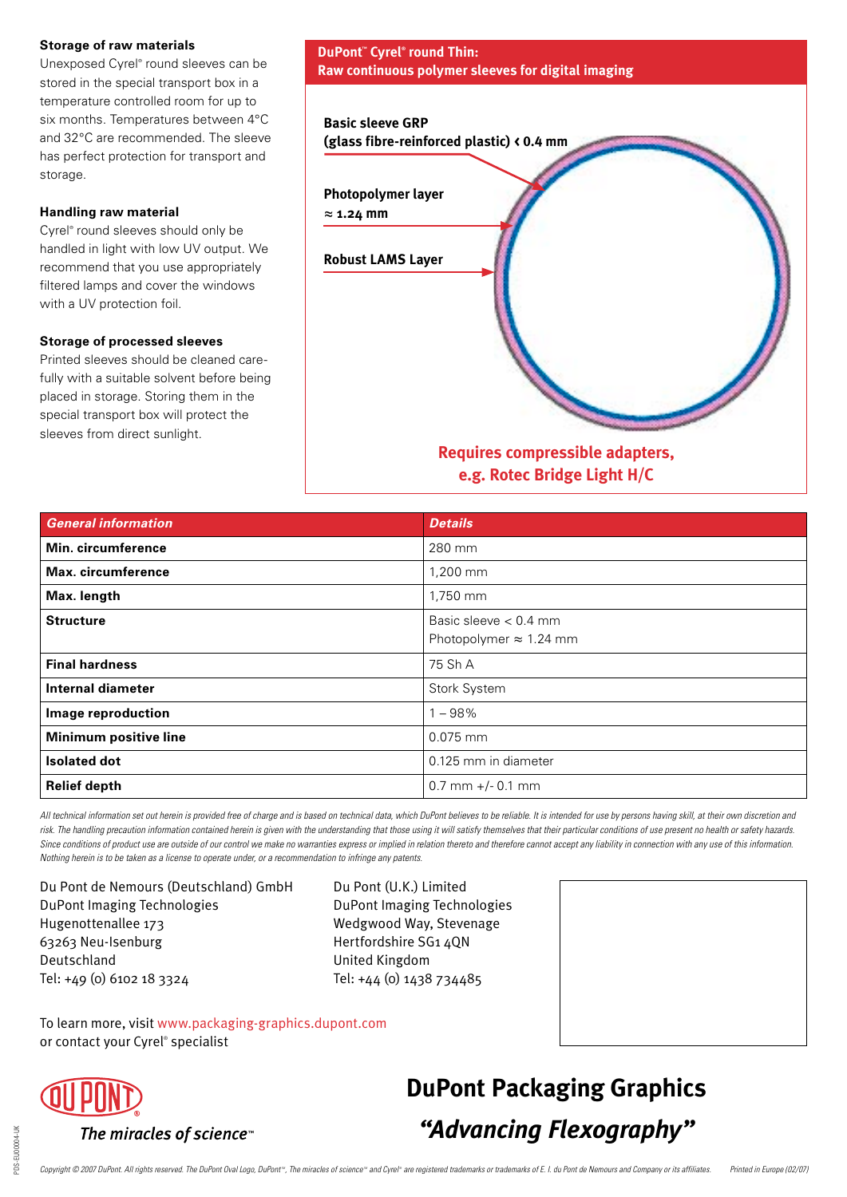**Storage of raw materials**

Unexposed Cyrel® round sleeves can be stored in the special transport box in a temperature controlled room for up to six months. Temperatures between 4°C and 32°C are recommended. The sleeve has perfect protection for transport and storage.

**Handling raw material**

Cyrel® round sleeves should only be handled in light with low UV output. We recommend that you use appropriately filtered lamps and cover the windows with a UV protection foil.

**Storage of processed sleeves**

Printed sleeves should be cleaned carefully with a suitable solvent before being placed in storage. Storing them in the special transport box will protect the sleeves from direct sunlight.

## DuPont™ Cyrel® round Thin: Raw continuous polymer sleeves for digital imaging

**Basic sleeve GRP (glass fibre-reinforced plastic) < 0.4 mm**

**Photopolymer layer ≈ 1.24 mm**

**Robust LAMS Layer**

**Requires compressible adapters, e.g. Rotec Bridge Light H/C**

| *General information* | *Details* |
|---|---|
| **Min. circumference** | 280 mm |
| **Max. circumference** | 1,200 mm |
| **Max. length** | 1,750 mm |
| **Structure** | Basic sleeve < 0.4 mm<br>Photopolymer ≈ 1.24 mm |
| **Final hardness** | 75 Sh A |
| **Internal diameter** | Stork System |
| **Image reproduction** | 1 – 98% |
| **Minimum positive line** | 0.075 mm |
| **Isolated dot** | 0.125 mm in diameter |
| **Relief depth** | 0.7 mm +/- 0.1 mm |

*All technical information set out herein is provided free of charge and is based on technical data, which DuPont believes to be reliable. It is intended for use by persons having skill, at their own discretion and risk. The handling precaution information contained herein is given with the understanding that those using it will satisfy themselves that their particular conditions of use present no health or safety hazards. Since conditions of product use are outside of our control we make no warranties express or implied in relation thereto and therefore cannot accept any liability in connection with any use of this information. Nothing herein is to be taken as a license to operate under, or a recommendation to infringe any patents.*

Du Pont de Nemours (Deutschland) GmbH
DuPont Imaging Technologies
Hugenottenallee 173
63263 Neu-Isenburg
Deutschland
Tel: +49 (0) 6102 18 3324

Du Pont (U.K.) Limited
DuPont Imaging Technologies
Wedgwood Way, Stevenage
Hertfordshire SG1 4QN
United Kingdom
Tel: +44 (0) 1438 734485

To learn more, visit www.packaging-graphics.dupont.com or contact your Cyrel® specialist

DUPONT®
*The miracles of science™*

## DuPont Packaging Graphics
## *"Advancing Flexography"*

PDS-EU0004-UK

*Copyright © 2007 DuPont. All rights reserved. The DuPont Oval Logo, DuPont™, The miracles of science™ and Cyrel® are registered trademarks or trademarks of E. I. du Pont de Nemours and Company or its affiliates.* *Printed in Europe (02/07)*